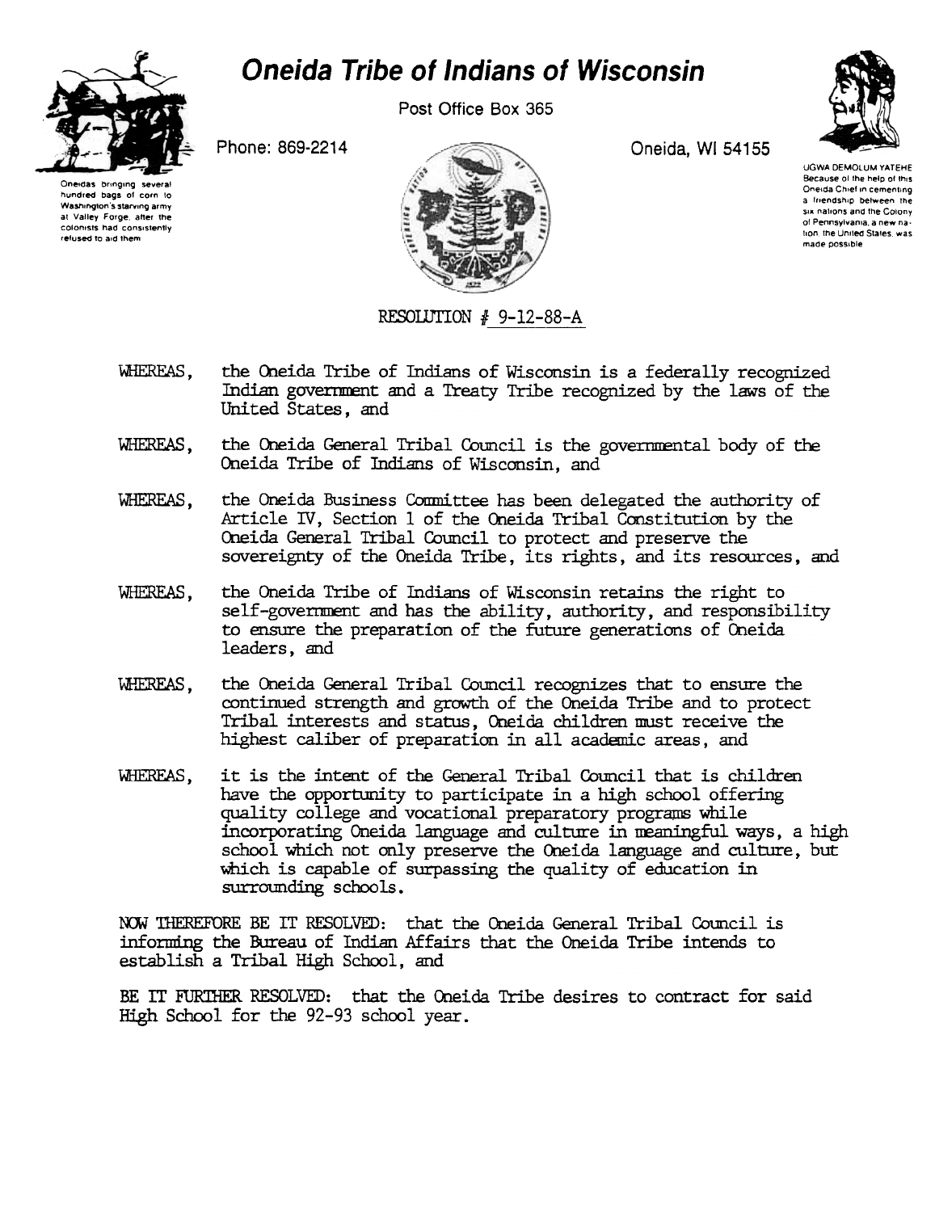# Oneida Tribe of Indians of Wisconsin

Post Office Box 365

Phone: 869-2214

Oneida, WI 54155

Oneidas bringing several hundred bags of corn to Washington's starving army at Valley Forge, after the colonists had consistently refused to aid them

UGWA DEMOLUM YATEHE
Because of the help of this Oneida Chief in cementing a friendship between the six nations and the Colony of Pennsylvania, a new nation, the United States, was made possible

RESOLUTION # 9-12-88-A

WHEREAS, the Oneida Tribe of Indians of Wisconsin is a federally recognized Indian government and a Treaty Tribe recognized by the laws of the United States, and

WHEREAS, the Oneida General Tribal Council is the governmental body of the Oneida Tribe of Indians of Wisconsin, and

WHEREAS, the Oneida Business Committee has been delegated the authority of Article IV, Section 1 of the Oneida Tribal Constitution by the Oneida General Tribal Council to protect and preserve the sovereignty of the Oneida Tribe, its rights, and its resources, and

WHEREAS, the Oneida Tribe of Indians of Wisconsin retains the right to self-government and has the ability, authority, and responsibility to ensure the preparation of the future generations of Oneida leaders, and

WHEREAS, the Oneida General Tribal Council recognizes that to ensure the continued strength and growth of the Oneida Tribe and to protect Tribal interests and status, Oneida children must receive the highest caliber of preparation in all academic areas, and

WHEREAS, it is the intent of the General Tribal Council that is children have the opportunity to participate in a high school offering quality college and vocational preparatory programs while incorporating Oneida language and culture in meaningful ways, a high school which not only preserve the Oneida language and culture, but which is capable of surpassing the quality of education in surrounding schools.

NOW THEREFORE BE IT RESOLVED: that the Oneida General Tribal Council is informing the Bureau of Indian Affairs that the Oneida Tribe intends to establish a Tribal High School, and

BE IT FURTHER RESOLVED: that the Oneida Tribe desires to contract for said High School for the 92-93 school year.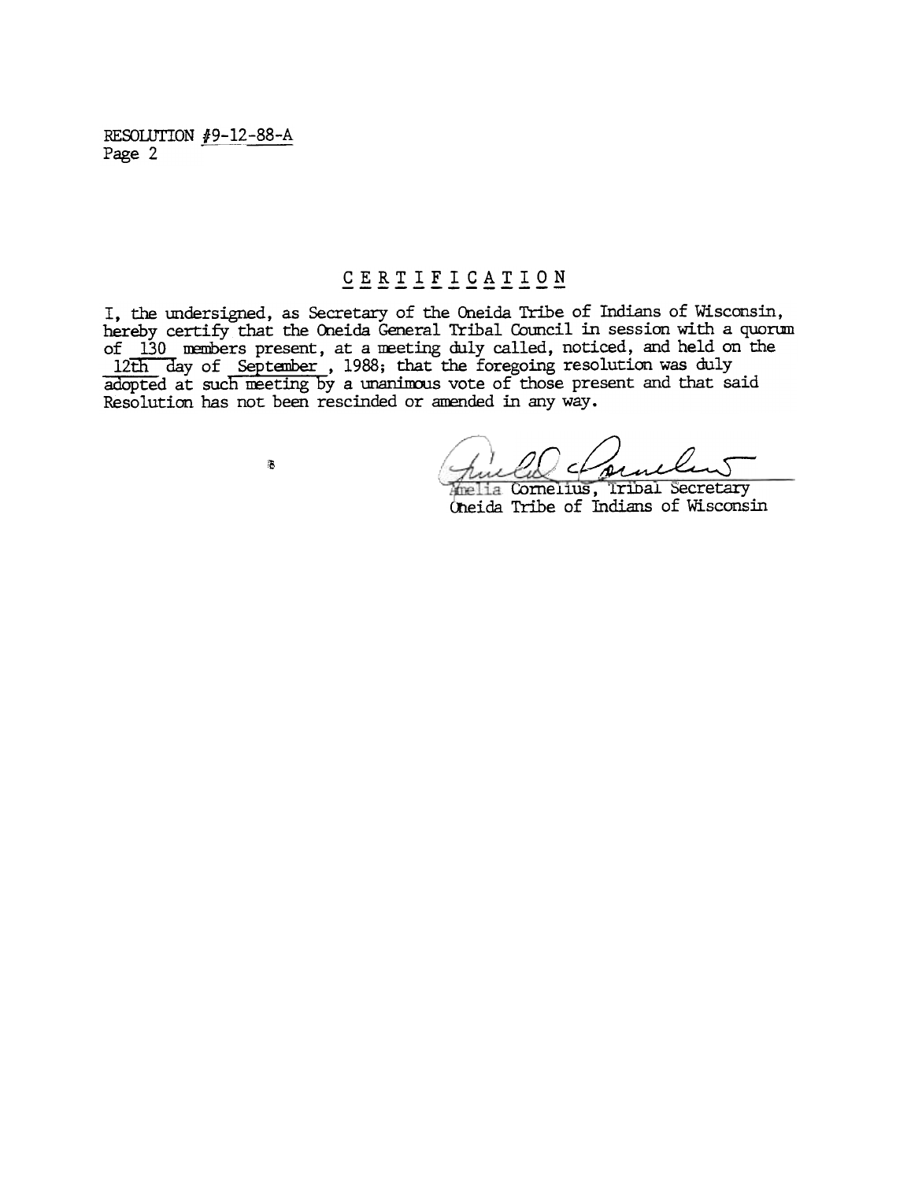RESOLUTION #9-12-88-A
Page 2

## CERTIFICATION

I, the undersigned, as Secretary of the Oneida Tribe of Indians of Wisconsin, hereby certify that the Oneida General Tribal Council in session with a quorum of 130 members present, at a meeting duly called, noticed, and held on the 12th day of September, 1988; that the foregoing resolution was duly adopted at such meeting by a unanimous vote of those present and that said Resolution has not been rescinded or amended in any way.

Amelia Cornelius, Tribal Secretary
Oneida Tribe of Indians of Wisconsin